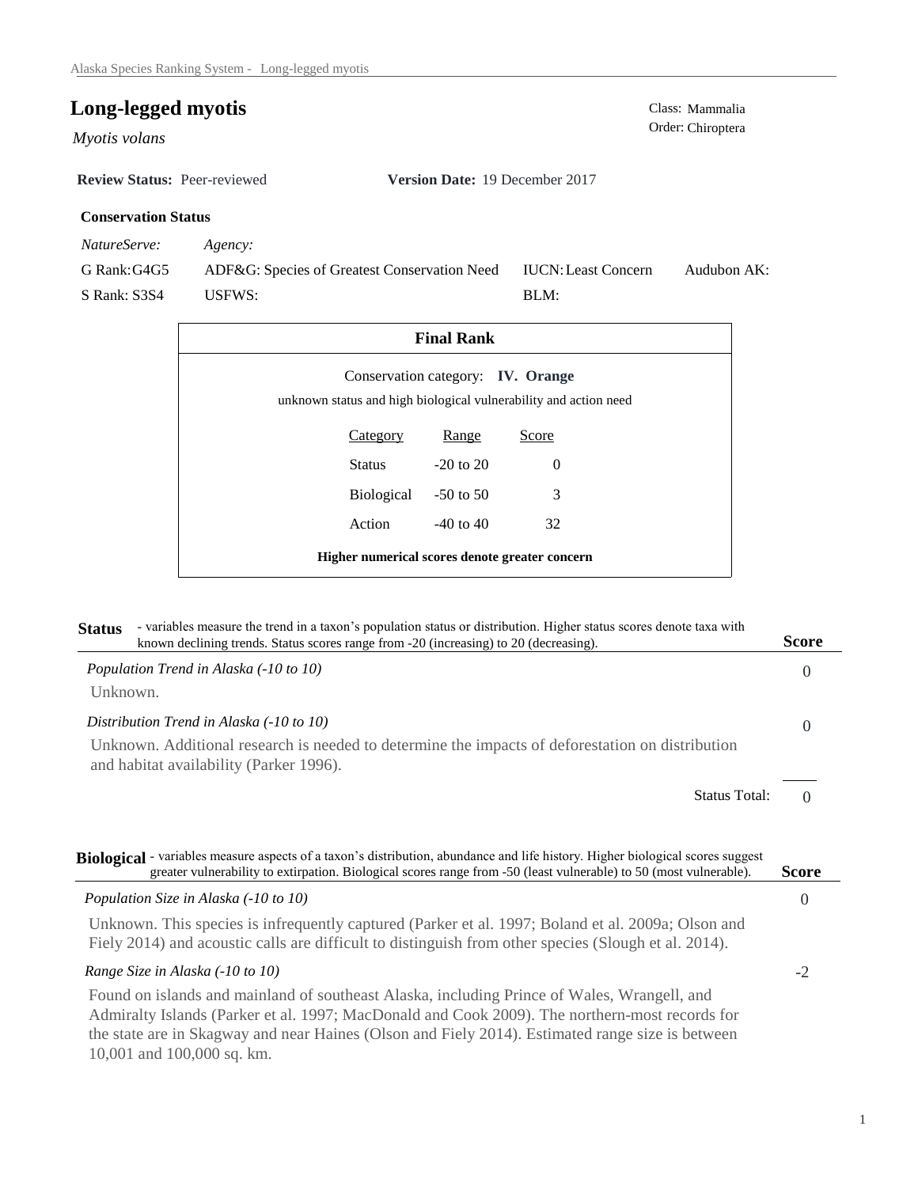# Long-legged myotis

*Myotis volans*

Class: Mammalia
Order: Chiroptera

**Review Status:** Peer-reviewed **Version Date:** 19 December 2017

**Conservation Status**

| *NatureServe:* | *Agency:* | | |
|---|---|---|---|
| G Rank: G4G5 | ADF&G: Species of Greatest Conservation Need | IUCN: Least Concern | Audubon AK: |
| S Rank: S3S4 | USFWS: | BLM: | |

**Final Rank**

Conservation category: **IV. Orange**

unknown status and high biological vulnerability and action need

| Category | Range | Score |
|---|---|---|
| Status | -20 to 20 | 0 |
| Biological | -50 to 50 | 3 |
| Action | -40 to 40 | 32 |

**Higher numerical scores denote greater concern**

**Status** - variables measure the trend in a taxon's population status or distribution. Higher status scores denote taxa with known declining trends. Status scores range from -20 (increasing) to 20 (decreasing). **Score**

*Population Trend in Alaska (-10 to 10)* 0

Unknown.

*Distribution Trend in Alaska (-10 to 10)* 0

Unknown. Additional research is needed to determine the impacts of deforestation on distribution and habitat availability (Parker 1996).

Status Total: 0

**Biological** - variables measure aspects of a taxon's distribution, abundance and life history. Higher biological scores suggest greater vulnerability to extirpation. Biological scores range from -50 (least vulnerable) to 50 (most vulnerable). **Score**

*Population Size in Alaska (-10 to 10)* 0

Unknown. This species is infrequently captured (Parker et al. 1997; Boland et al. 2009a; Olson and Fiely 2014) and acoustic calls are difficult to distinguish from other species (Slough et al. 2014).

*Range Size in Alaska (-10 to 10)* -2

Found on islands and mainland of southeast Alaska, including Prince of Wales, Wrangell, and Admiralty Islands (Parker et al. 1997; MacDonald and Cook 2009). The northern-most records for the state are in Skagway and near Haines (Olson and Fiely 2014). Estimated range size is between 10,001 and 100,000 sq. km.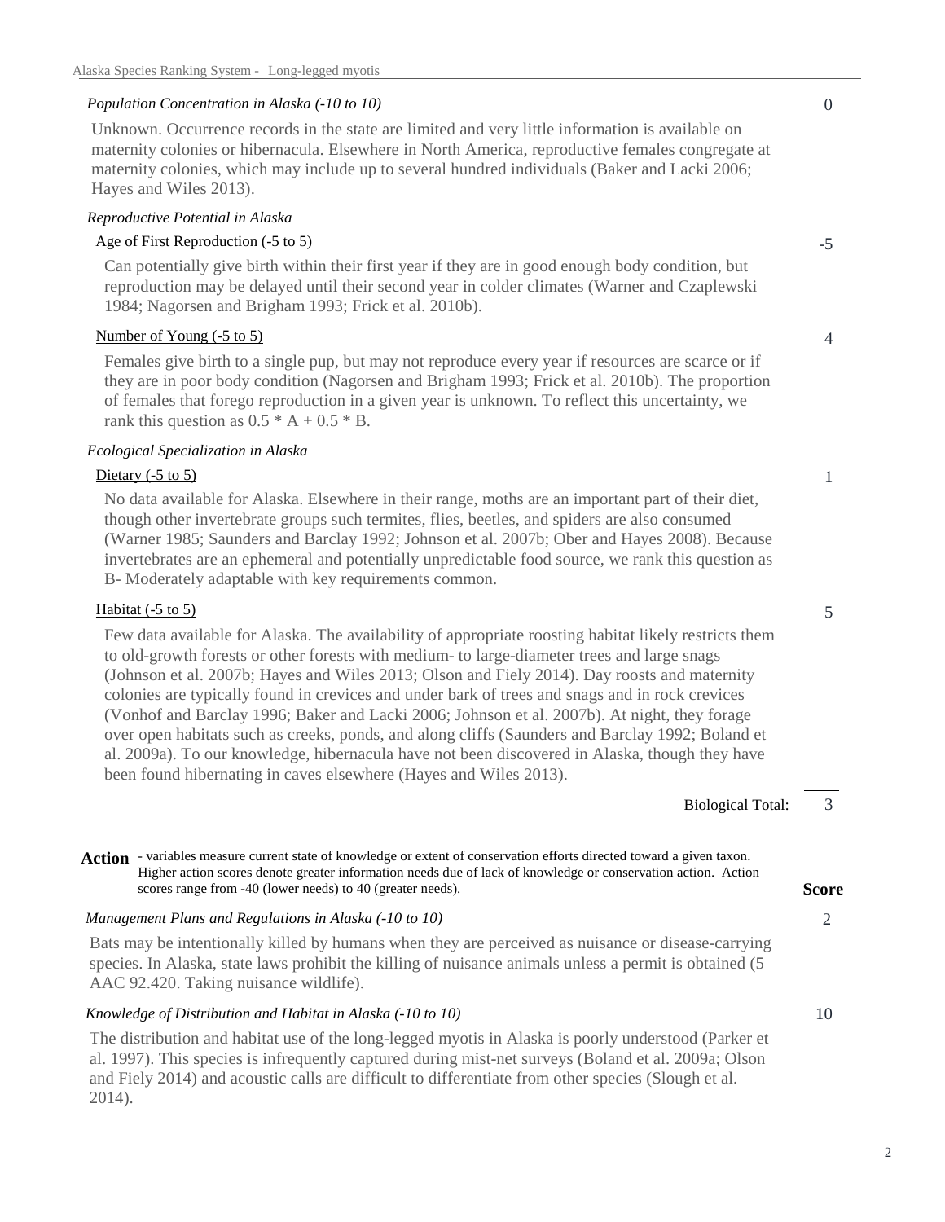*Population Concentration in Alaska (-10 to 10)* — **0**

Unknown. Occurrence records in the state are limited and very little information is available on maternity colonies or hibernacula. Elsewhere in North America, reproductive females congregate at maternity colonies, which may include up to several hundred individuals (Baker and Lacki 2006; Hayes and Wiles 2013).

*Reproductive Potential in Alaska*

Age of First Reproduction (-5 to 5) — **-5**

Can potentially give birth within their first year if they are in good enough body condition, but reproduction may be delayed until their second year in colder climates (Warner and Czaplewski 1984; Nagorsen and Brigham 1993; Frick et al. 2010b).

Number of Young (-5 to 5) — **4**

Females give birth to a single pup, but may not reproduce every year if resources are scarce or if they are in poor body condition (Nagorsen and Brigham 1993; Frick et al. 2010b). The proportion of females that forego reproduction in a given year is unknown. To reflect this uncertainty, we rank this question as 0.5 * A + 0.5 * B.

*Ecological Specialization in Alaska*

Dietary (-5 to 5) — **1**

No data available for Alaska. Elsewhere in their range, moths are an important part of their diet, though other invertebrate groups such termites, flies, beetles, and spiders are also consumed (Warner 1985; Saunders and Barclay 1992; Johnson et al. 2007b; Ober and Hayes 2008). Because invertebrates are an ephemeral and potentially unpredictable food source, we rank this question as B- Moderately adaptable with key requirements common.

Habitat (-5 to 5) — **5**

Few data available for Alaska. The availability of appropriate roosting habitat likely restricts them to old-growth forests or other forests with medium- to large-diameter trees and large snags (Johnson et al. 2007b; Hayes and Wiles 2013; Olson and Fiely 2014). Day roosts and maternity colonies are typically found in crevices and under bark of trees and snags and in rock crevices (Vonhof and Barclay 1996; Baker and Lacki 2006; Johnson et al. 2007b). At night, they forage over open habitats such as creeks, ponds, and along cliffs (Saunders and Barclay 1992; Boland et al. 2009a). To our knowledge, hibernacula have not been discovered in Alaska, though they have been found hibernating in caves elsewhere (Hayes and Wiles 2013).

Biological Total: **3**

**Action** - variables measure current state of knowledge or extent of conservation efforts directed toward a given taxon. Higher action scores denote greater information needs due of lack of knowledge or conservation action. Action scores range from -40 (lower needs) to 40 (greater needs). — **Score**

*Management Plans and Regulations in Alaska (-10 to 10)* — **2**

Bats may be intentionally killed by humans when they are perceived as nuisance or disease-carrying species. In Alaska, state laws prohibit the killing of nuisance animals unless a permit is obtained (5 AAC 92.420. Taking nuisance wildlife).

*Knowledge of Distribution and Habitat in Alaska (-10 to 10)* — **10**

The distribution and habitat use of the long-legged myotis in Alaska is poorly understood (Parker et al. 1997). This species is infrequently captured during mist-net surveys (Boland et al. 2009a; Olson and Fiely 2014) and acoustic calls are difficult to differentiate from other species (Slough et al. 2014).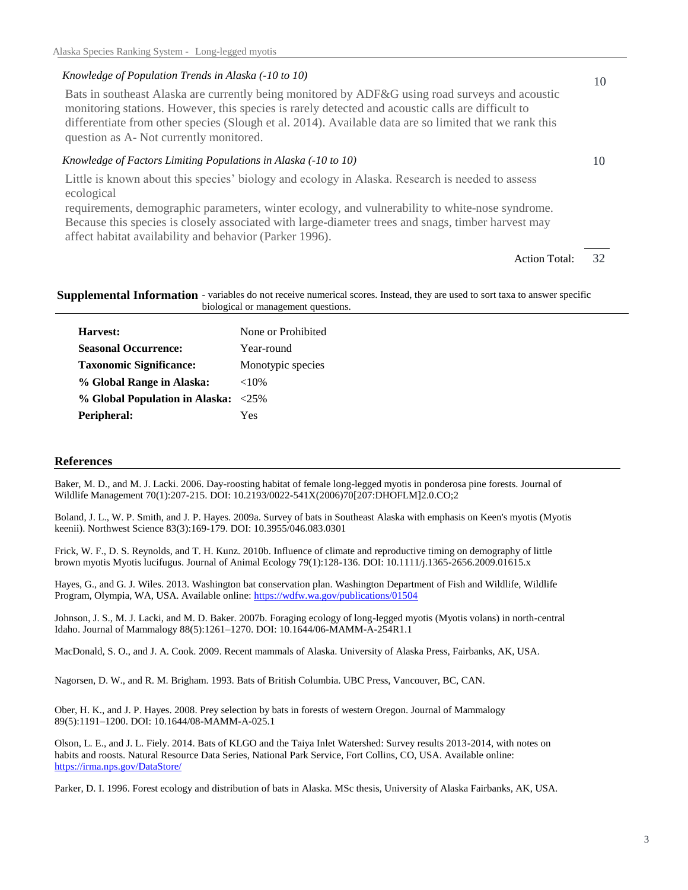*Knowledge of Population Trends in Alaska (-10 to 10)* 10

Bats in southeast Alaska are currently being monitored by ADF&G using road surveys and acoustic monitoring stations. However, this species is rarely detected and acoustic calls are difficult to differentiate from other species (Slough et al. 2014). Available data are so limited that we rank this question as A- Not currently monitored.

*Knowledge of Factors Limiting Populations in Alaska (-10 to 10)* 10

Little is known about this species' biology and ecology in Alaska. Research is needed to assess ecological requirements, demographic parameters, winter ecology, and vulnerability to white-nose syndrome. Because this species is closely associated with large-diameter trees and snags, timber harvest may affect habitat availability and behavior (Parker 1996).

Action Total: 32

## Supplemental Information

- variables do not receive numerical scores. Instead, they are used to sort taxa to answer specific biological or management questions.

| | |
|---|---|
| **Harvest:** | None or Prohibited |
| **Seasonal Occurrence:** | Year-round |
| **Taxonomic Significance:** | Monotypic species |
| **% Global Range in Alaska:** | <10% |
| **% Global Population in Alaska:** | <25% |
| **Peripheral:** | Yes |

## References

Baker, M. D., and M. J. Lacki. 2006. Day-roosting habitat of female long-legged myotis in ponderosa pine forests. Journal of Wildlife Management 70(1):207-215. DOI: 10.2193/0022-541X(2006)70[207:DHOFLM]2.0.CO;2

Boland, J. L., W. P. Smith, and J. P. Hayes. 2009a. Survey of bats in Southeast Alaska with emphasis on Keen's myotis (Myotis keenii). Northwest Science 83(3):169-179. DOI: 10.3955/046.083.0301

Frick, W. F., D. S. Reynolds, and T. H. Kunz. 2010b. Influence of climate and reproductive timing on demography of little brown myotis Myotis lucifugus. Journal of Animal Ecology 79(1):128-136. DOI: 10.1111/j.1365-2656.2009.01615.x

Hayes, G., and G. J. Wiles. 2013. Washington bat conservation plan. Washington Department of Fish and Wildlife, Wildlife Program, Olympia, WA, USA. Available online: https://wdfw.wa.gov/publications/01504

Johnson, J. S., M. J. Lacki, and M. D. Baker. 2007b. Foraging ecology of long-legged myotis (Myotis volans) in north-central Idaho. Journal of Mammalogy 88(5):1261–1270. DOI: 10.1644/06-MAMM-A-254R1.1

MacDonald, S. O., and J. A. Cook. 2009. Recent mammals of Alaska. University of Alaska Press, Fairbanks, AK, USA.

Nagorsen, D. W., and R. M. Brigham. 1993. Bats of British Columbia. UBC Press, Vancouver, BC, CAN.

Ober, H. K., and J. P. Hayes. 2008. Prey selection by bats in forests of western Oregon. Journal of Mammalogy 89(5):1191–1200. DOI: 10.1644/08-MAMM-A-025.1

Olson, L. E., and J. L. Fiely. 2014. Bats of KLGO and the Taiya Inlet Watershed: Survey results 2013-2014, with notes on habits and roosts. Natural Resource Data Series, National Park Service, Fort Collins, CO, USA. Available online: https://irma.nps.gov/DataStore/

Parker, D. I. 1996. Forest ecology and distribution of bats in Alaska. MSc thesis, University of Alaska Fairbanks, AK, USA.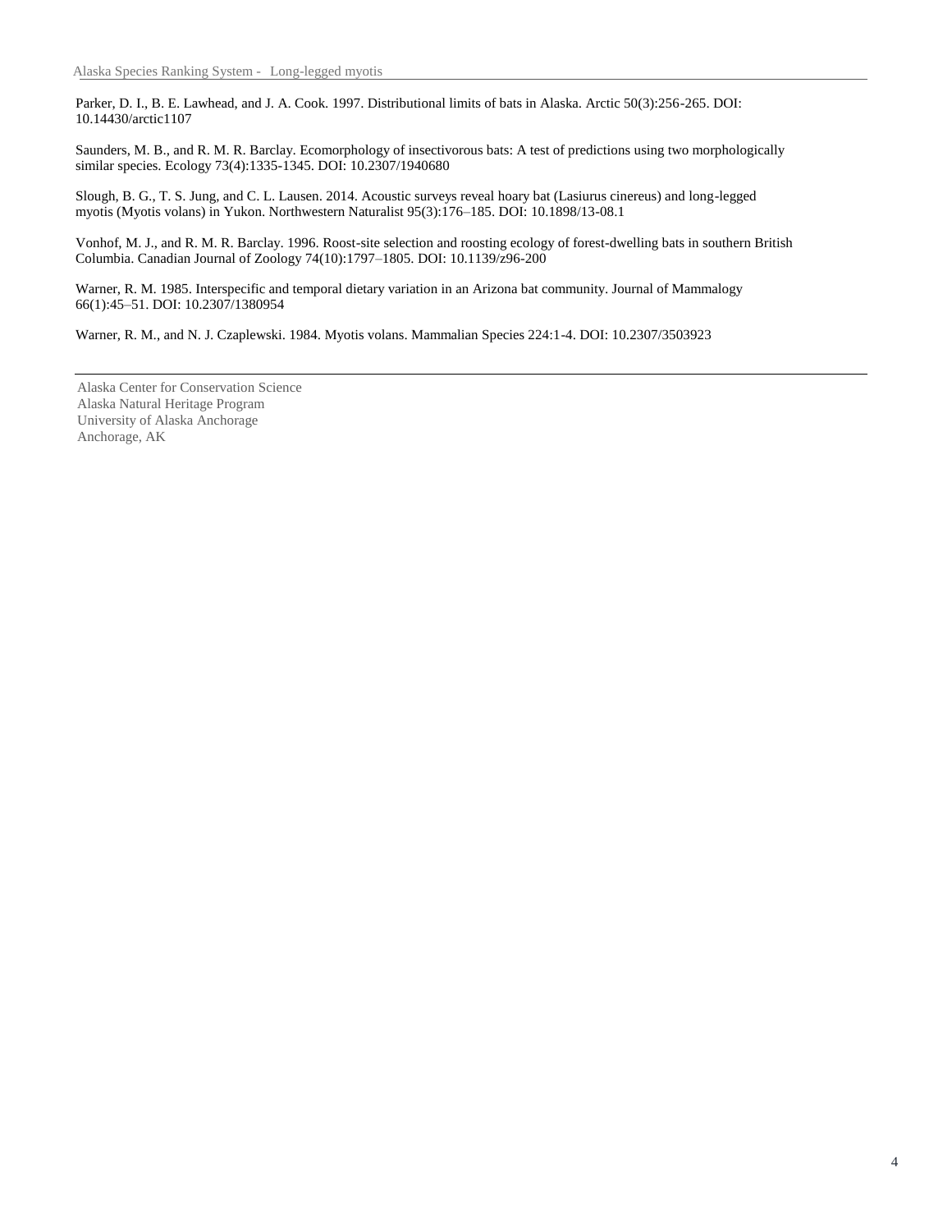Parker, D. I., B. E. Lawhead, and J. A. Cook. 1997. Distributional limits of bats in Alaska. Arctic 50(3):256-265. DOI: 10.14430/arctic1107

Saunders, M. B., and R. M. R. Barclay. Ecomorphology of insectivorous bats: A test of predictions using two morphologically similar species. Ecology 73(4):1335-1345. DOI: 10.2307/1940680

Slough, B. G., T. S. Jung, and C. L. Lausen. 2014. Acoustic surveys reveal hoary bat (Lasiurus cinereus) and long-legged myotis (Myotis volans) in Yukon. Northwestern Naturalist 95(3):176–185. DOI: 10.1898/13-08.1

Vonhof, M. J., and R. M. R. Barclay. 1996. Roost-site selection and roosting ecology of forest-dwelling bats in southern British Columbia. Canadian Journal of Zoology 74(10):1797–1805. DOI: 10.1139/z96-200

Warner, R. M. 1985. Interspecific and temporal dietary variation in an Arizona bat community. Journal of Mammalogy 66(1):45–51. DOI: 10.2307/1380954

Warner, R. M., and N. J. Czaplewski. 1984. Myotis volans. Mammalian Species 224:1-4. DOI: 10.2307/3503923

---

Alaska Center for Conservation Science
Alaska Natural Heritage Program
University of Alaska Anchorage
Anchorage, AK